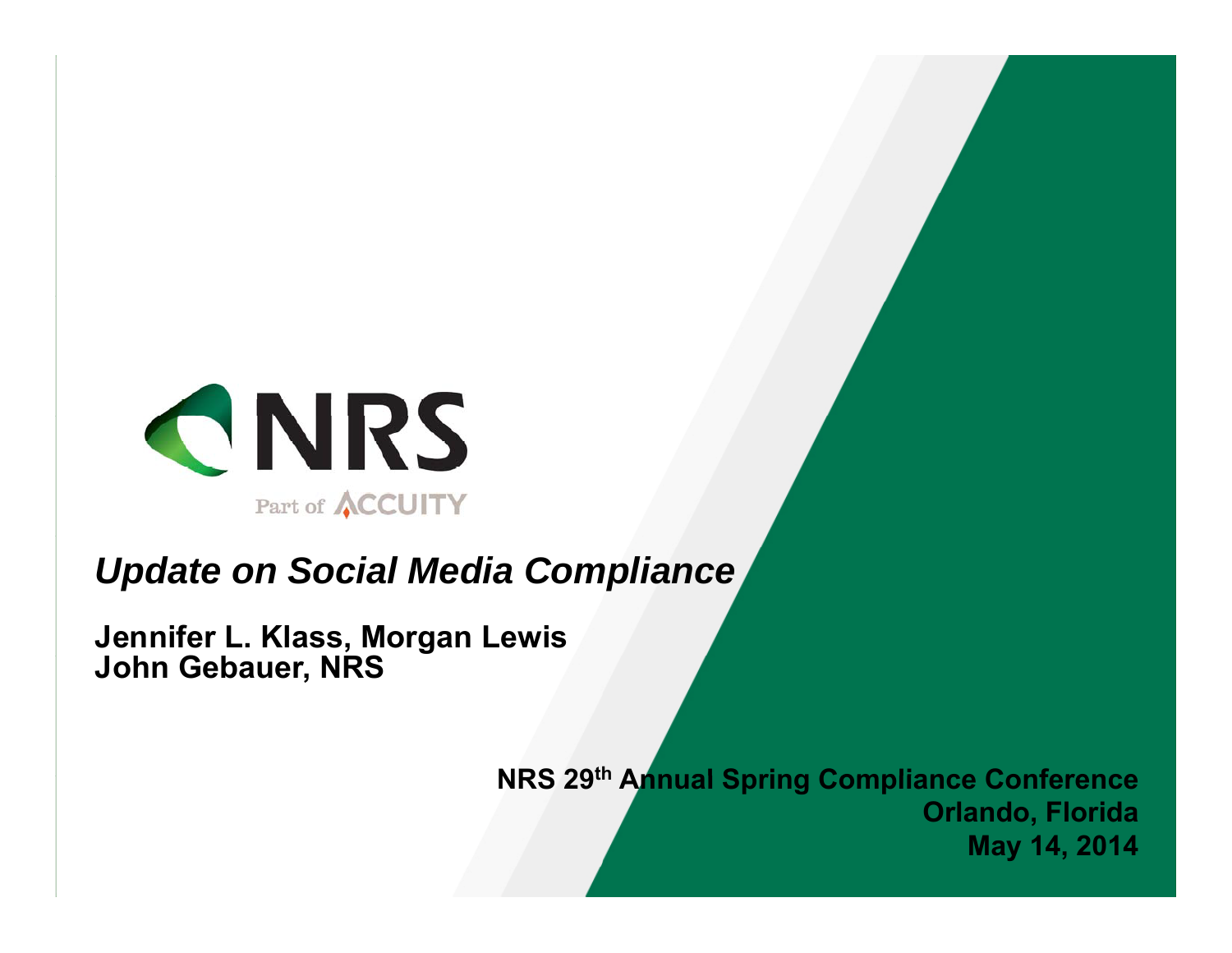NRS

Part of ACCUITY

# *Update on Social Media Compliance*

**Jennifer L. Klass, Morgan Lewis**
**John Gebauer, NRS**

**NRS 29th Annual Spring Compliance Conference**
**Orlando, Florida**
**May 14, 2014**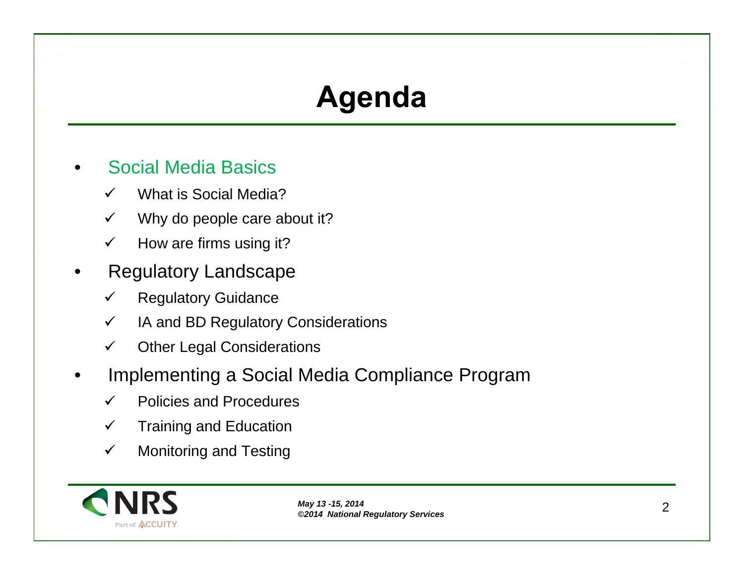# Agenda

- Social Media Basics
  - ✓ What is Social Media?
  - ✓ Why do people care about it?
  - ✓ How are firms using it?
- Regulatory Landscape
  - ✓ Regulatory Guidance
  - ✓ IA and BD Regulatory Considerations
  - ✓ Other Legal Considerations
- Implementing a Social Media Compliance Program
  - ✓ Policies and Procedures
  - ✓ Training and Education
  - ✓ Monitoring and Testing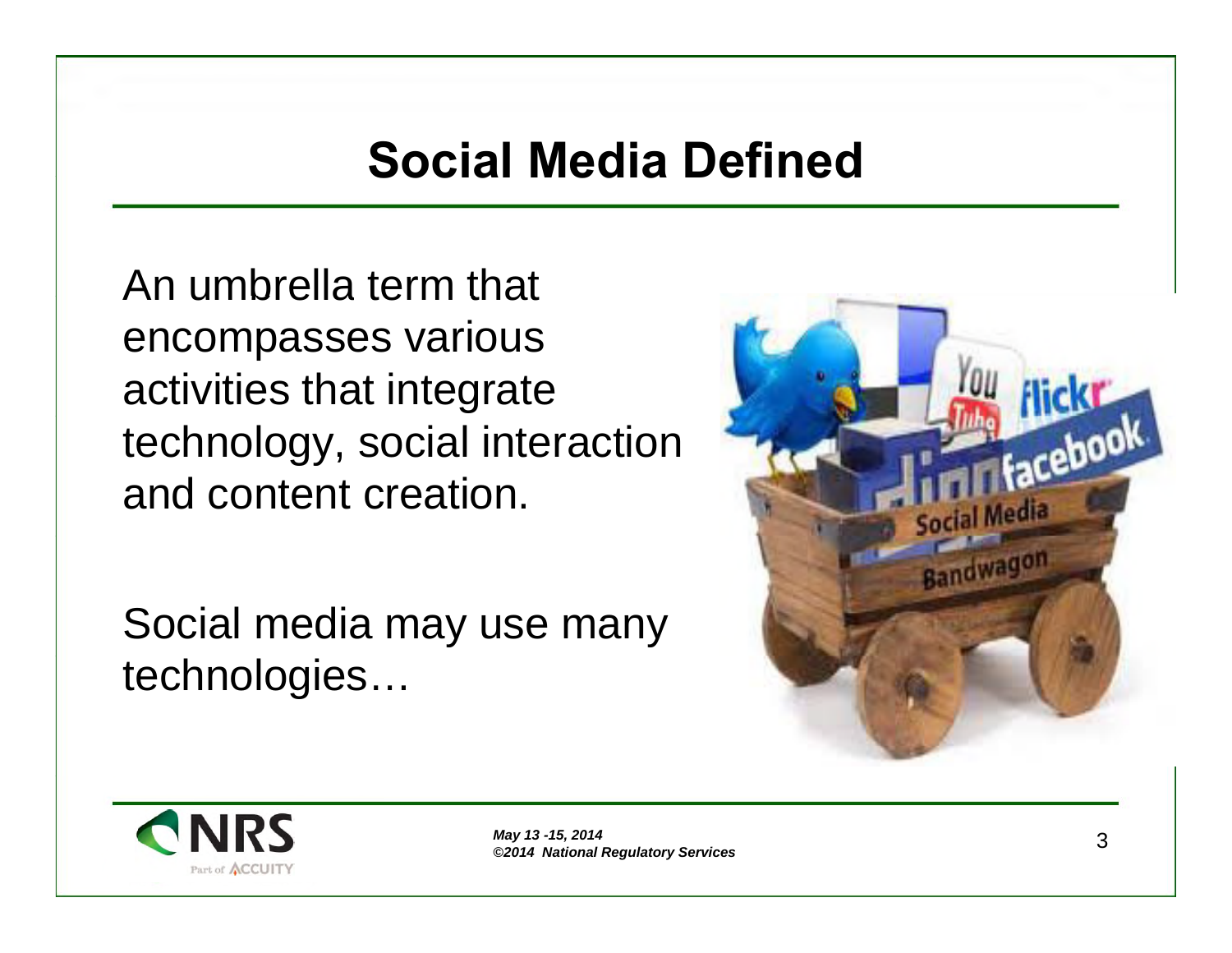# Social Media Defined

An umbrella term that encompasses various activities that integrate technology, social interaction and content creation.

Social media may use many technologies…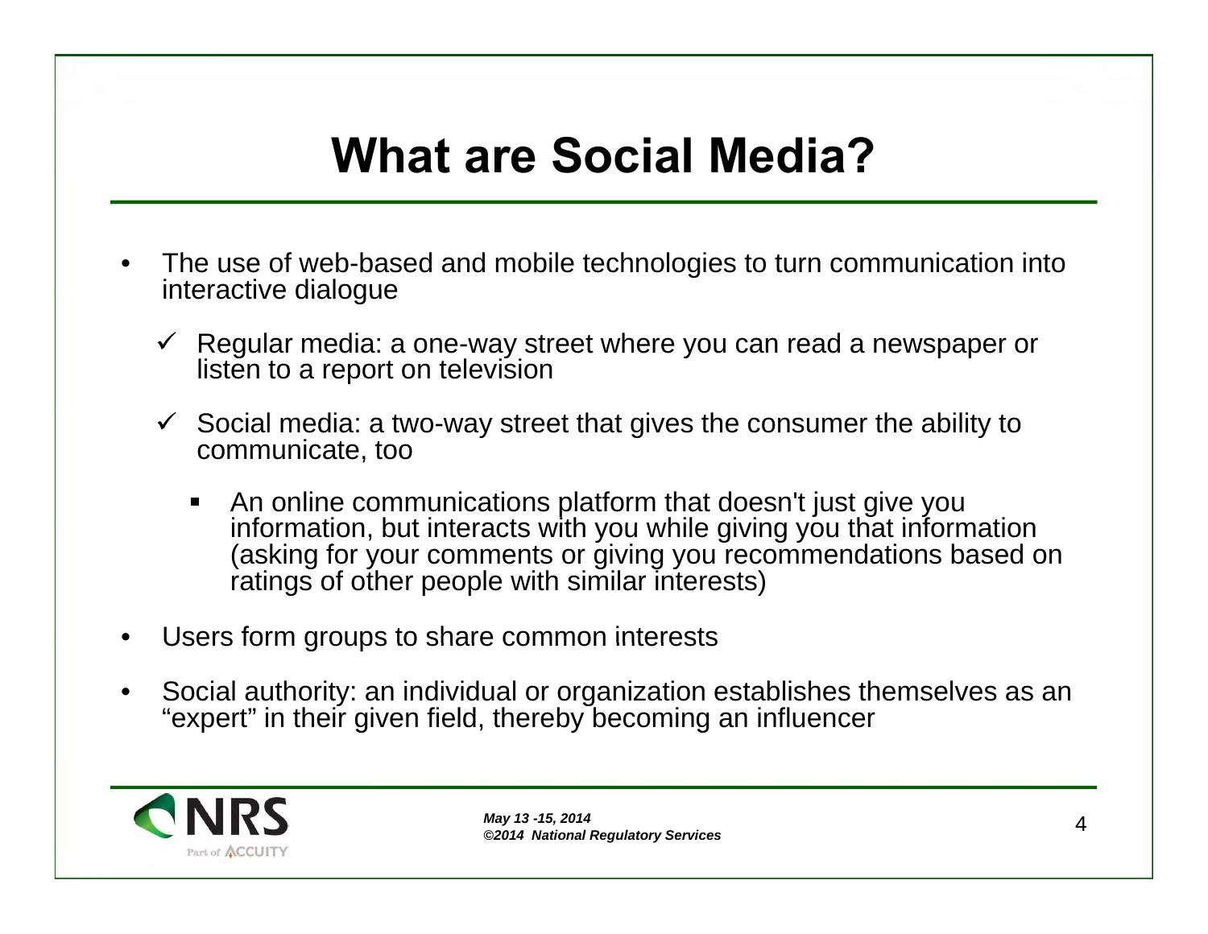# What are Social Media?

- The use of web-based and mobile technologies to turn communication into interactive dialogue
  - ✓ Regular media: a one-way street where you can read a newspaper or listen to a report on television
  - ✓ Social media: a two-way street that gives the consumer the ability to communicate, too
    - An online communications platform that doesn't just give you information, but interacts with you while giving you that information (asking for your comments or giving you recommendations based on ratings of other people with similar interests)
- Users form groups to share common interests
- Social authority: an individual or organization establishes themselves as an "expert" in their given field, thereby becoming an influencer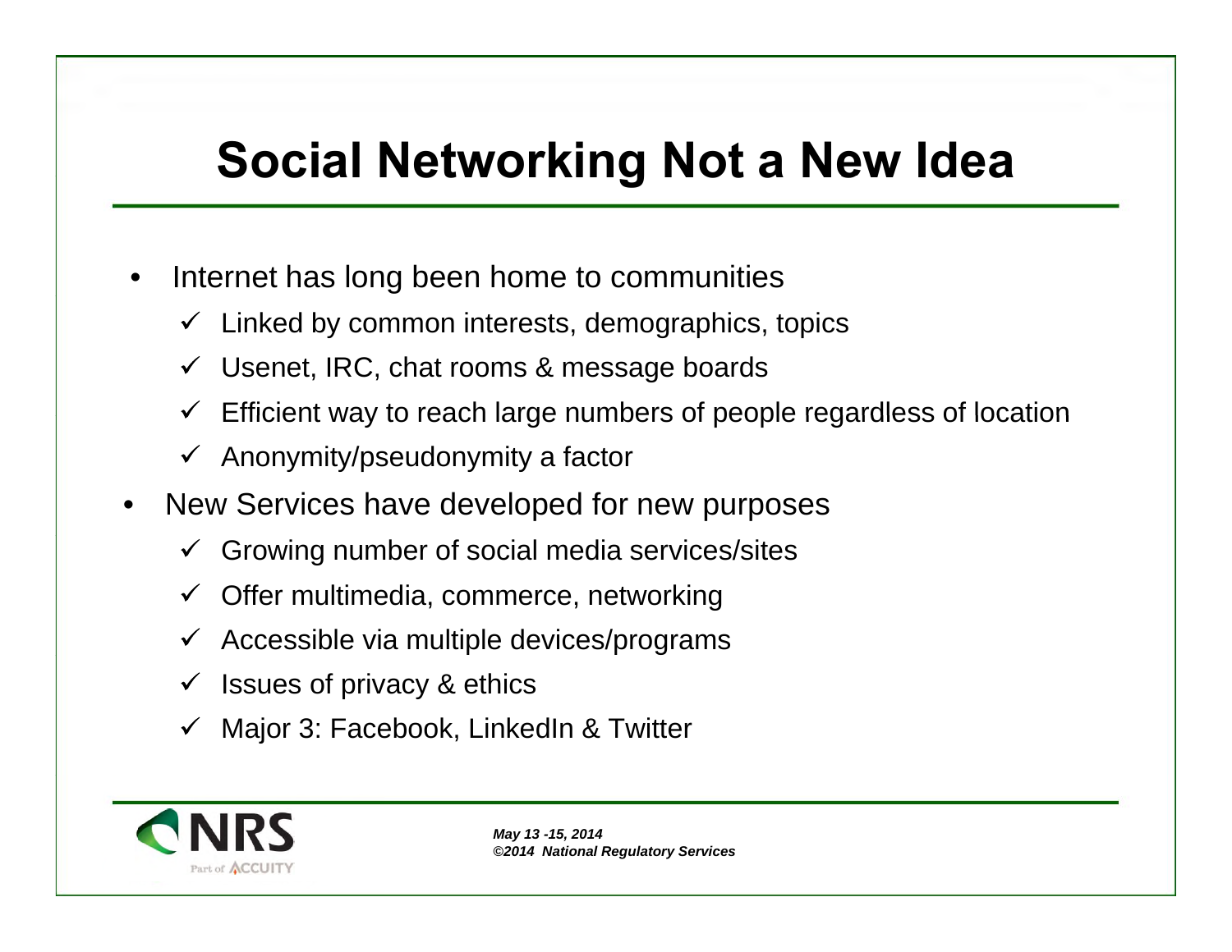# Social Networking Not a New Idea

- Internet has long been home to communities
  - ✓ Linked by common interests, demographics, topics
  - ✓ Usenet, IRC, chat rooms & message boards
  - ✓ Efficient way to reach large numbers of people regardless of location
  - ✓ Anonymity/pseudonymity a factor
- New Services have developed for new purposes
  - ✓ Growing number of social media services/sites
  - ✓ Offer multimedia, commerce, networking
  - ✓ Accessible via multiple devices/programs
  - ✓ Issues of privacy & ethics
  - ✓ Major 3: Facebook, LinkedIn & Twitter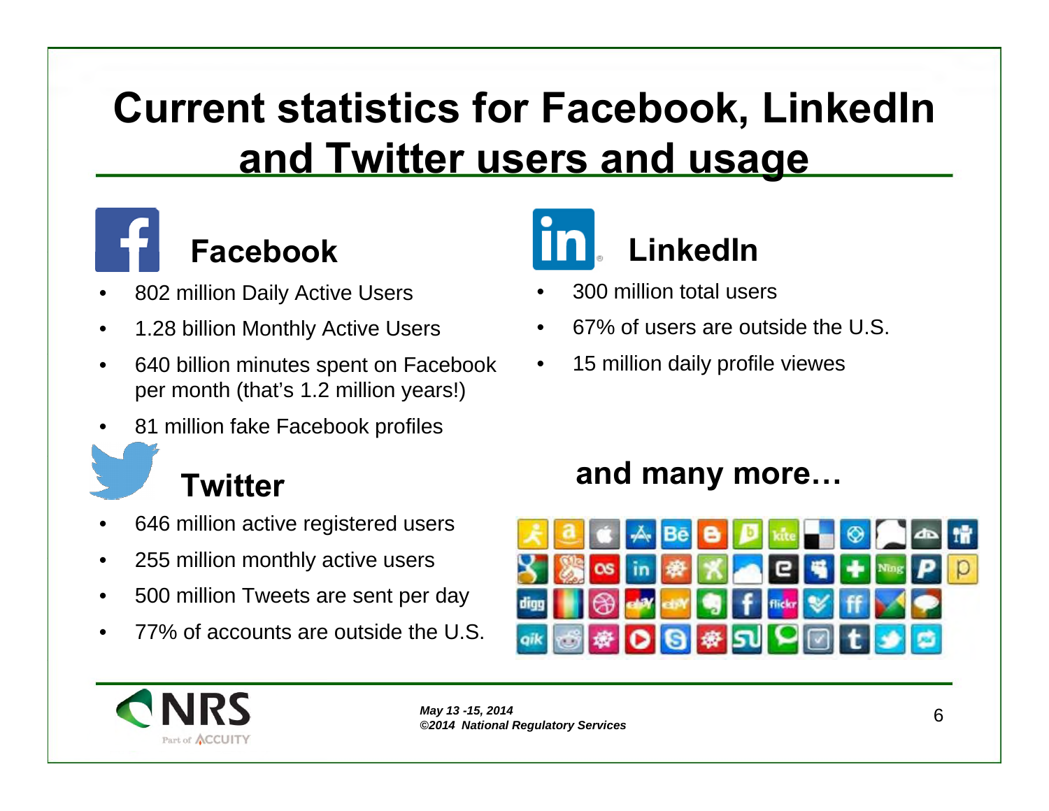# Current statistics for Facebook, LinkedIn and Twitter users and usage

## Facebook

- 802 million Daily Active Users
- 1.28 billion Monthly Active Users
- 640 billion minutes spent on Facebook per month (that's 1.2 million years!)
- 81 million fake Facebook profiles

## Twitter

- 646 million active registered users
- 255 million monthly active users
- 500 million Tweets are sent per day
- 77% of accounts are outside the U.S.

## LinkedIn

- 300 million total users
- 67% of users are outside the U.S.
- 15 million daily profile viewes

## and many more…

*May 13 -15, 2014*
*©2014 National Regulatory Services*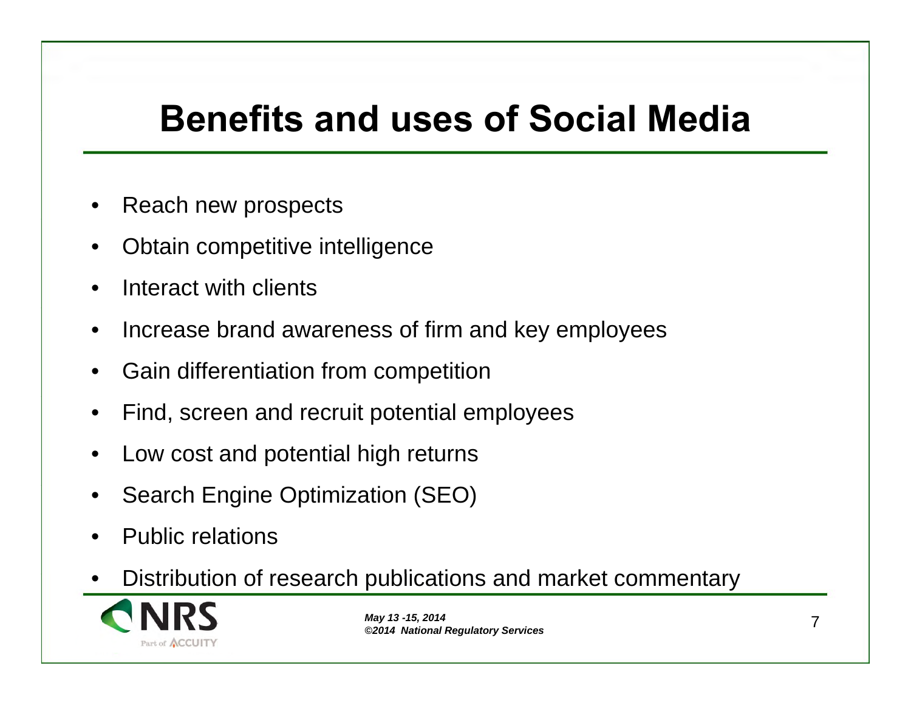# Benefits and uses of Social Media

- Reach new prospects
- Obtain competitive intelligence
- Interact with clients
- Increase brand awareness of firm and key employees
- Gain differentiation from competition
- Find, screen and recruit potential employees
- Low cost and potential high returns
- Search Engine Optimization (SEO)
- Public relations
- Distribution of research publications and market commentary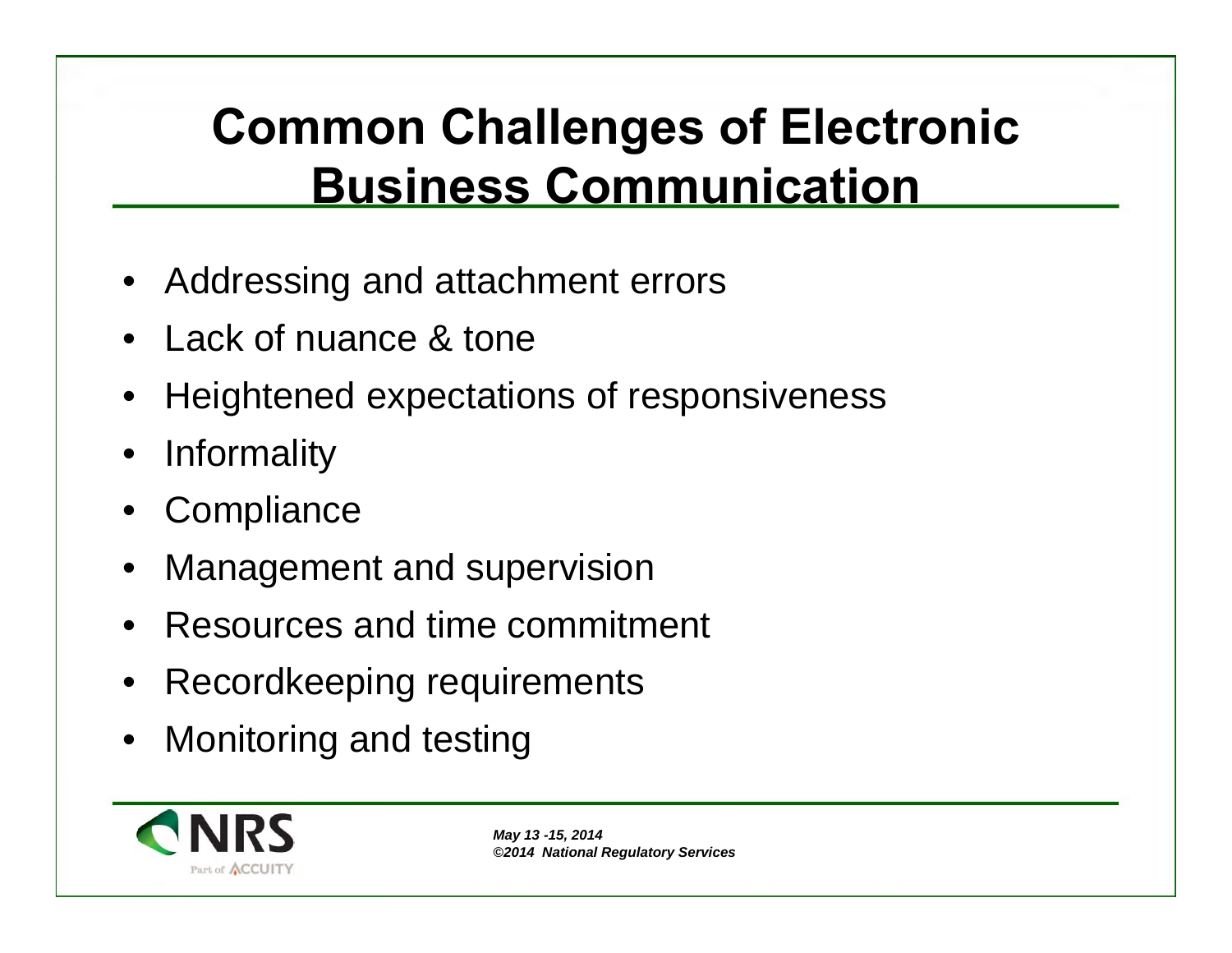# Common Challenges of Electronic Business Communication

- Addressing and attachment errors
- Lack of nuance & tone
- Heightened expectations of responsiveness
- Informality
- Compliance
- Management and supervision
- Resources and time commitment
- Recordkeeping requirements
- Monitoring and testing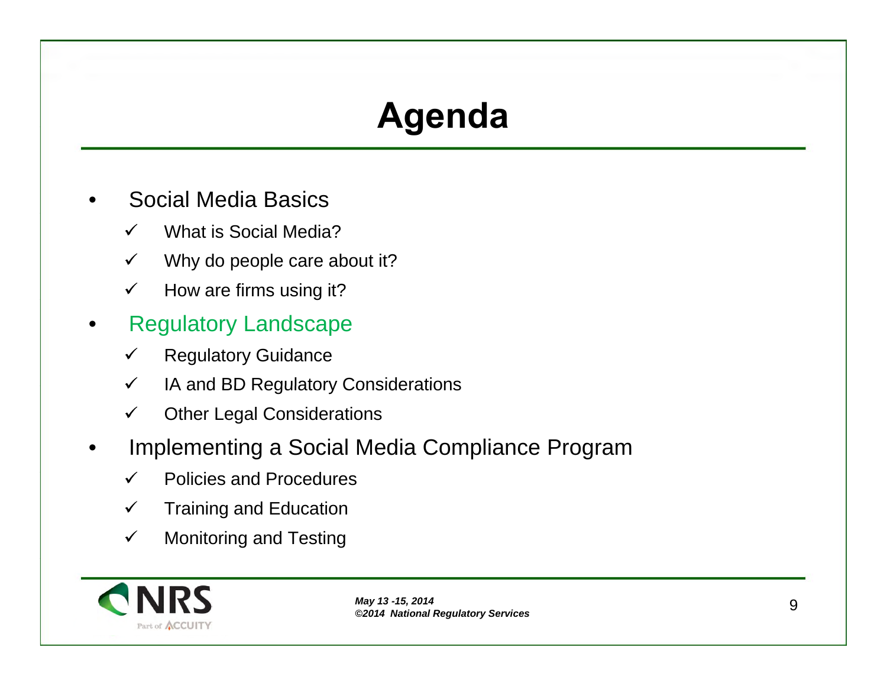# Agenda

- Social Media Basics
  - ✓ What is Social Media?
  - ✓ Why do people care about it?
  - ✓ How are firms using it?
- Regulatory Landscape
  - ✓ Regulatory Guidance
  - ✓ IA and BD Regulatory Considerations
  - ✓ Other Legal Considerations
- Implementing a Social Media Compliance Program
  - ✓ Policies and Procedures
  - ✓ Training and Education
  - ✓ Monitoring and Testing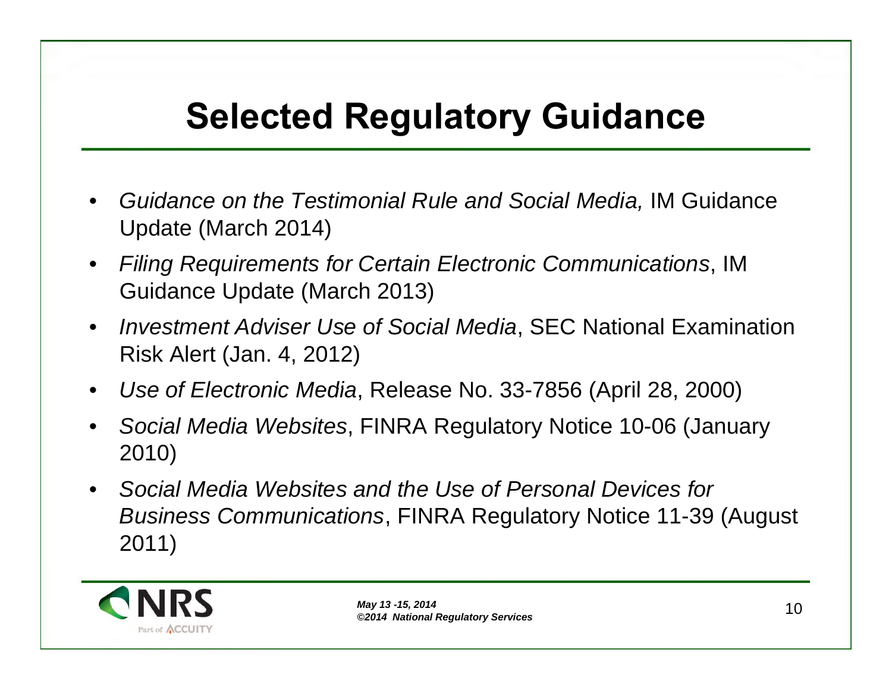# Selected Regulatory Guidance

- *Guidance on the Testimonial Rule and Social Media,* IM Guidance Update (March 2014)
- *Filing Requirements for Certain Electronic Communications*, IM Guidance Update (March 2013)
- *Investment Adviser Use of Social Media*, SEC National Examination Risk Alert (Jan. 4, 2012)
- *Use of Electronic Media*, Release No. 33-7856 (April 28, 2000)
- *Social Media Websites*, FINRA Regulatory Notice 10-06 (January 2010)
- *Social Media Websites and the Use of Personal Devices for Business Communications*, FINRA Regulatory Notice 11-39 (August 2011)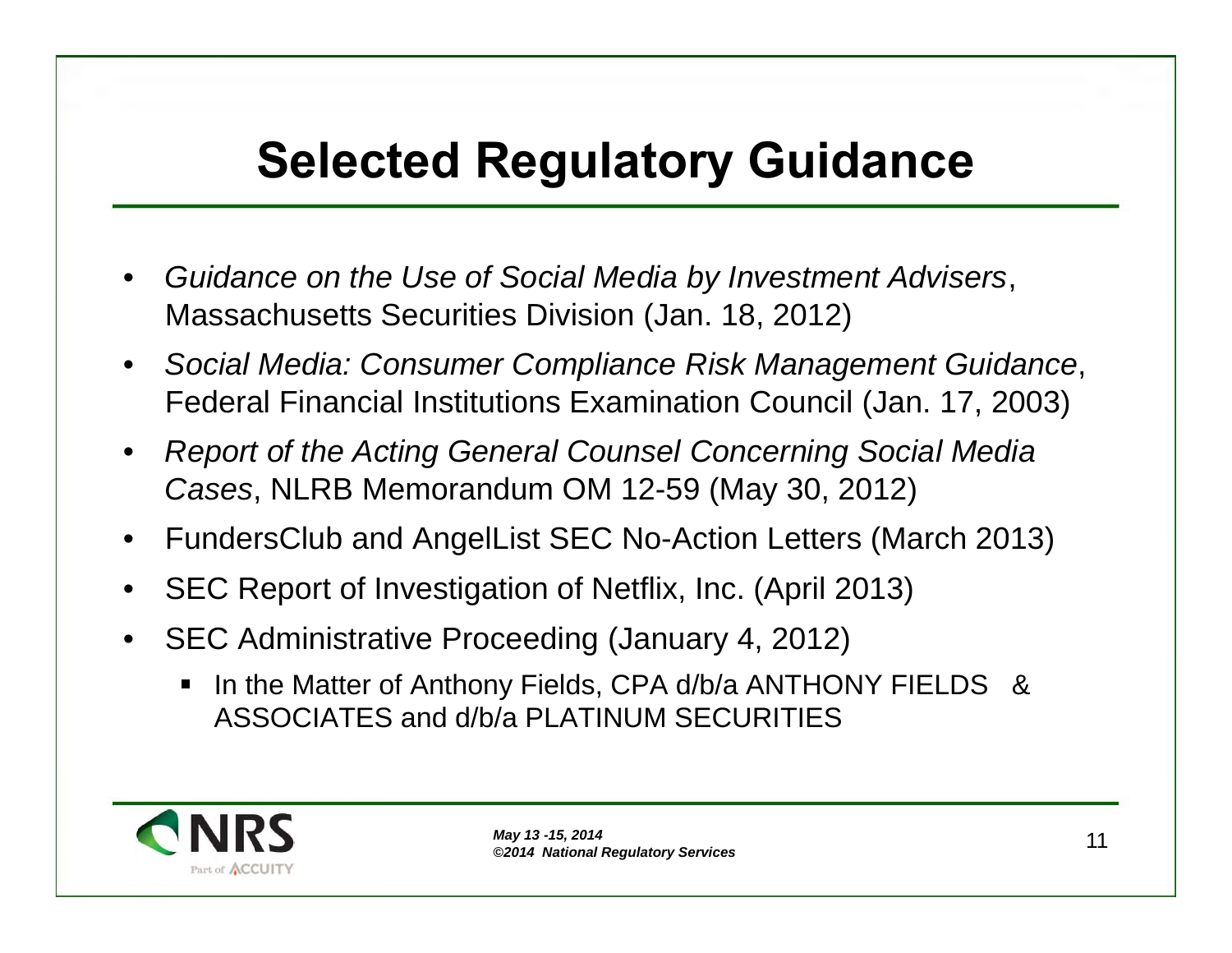# Selected Regulatory Guidance

- *Guidance on the Use of Social Media by Investment Advisers*, Massachusetts Securities Division (Jan. 18, 2012)
- *Social Media: Consumer Compliance Risk Management Guidance*, Federal Financial Institutions Examination Council (Jan. 17, 2003)
- *Report of the Acting General Counsel Concerning Social Media Cases*, NLRB Memorandum OM 12-59 (May 30, 2012)
- FundersClub and AngelList SEC No-Action Letters (March 2013)
- SEC Report of Investigation of Netflix, Inc. (April 2013)
- SEC Administrative Proceeding (January 4, 2012)
  - In the Matter of Anthony Fields, CPA d/b/a ANTHONY FIELDS & ASSOCIATES and d/b/a PLATINUM SECURITIES

*May 13 -15, 2014*
***©2014 National Regulatory Services***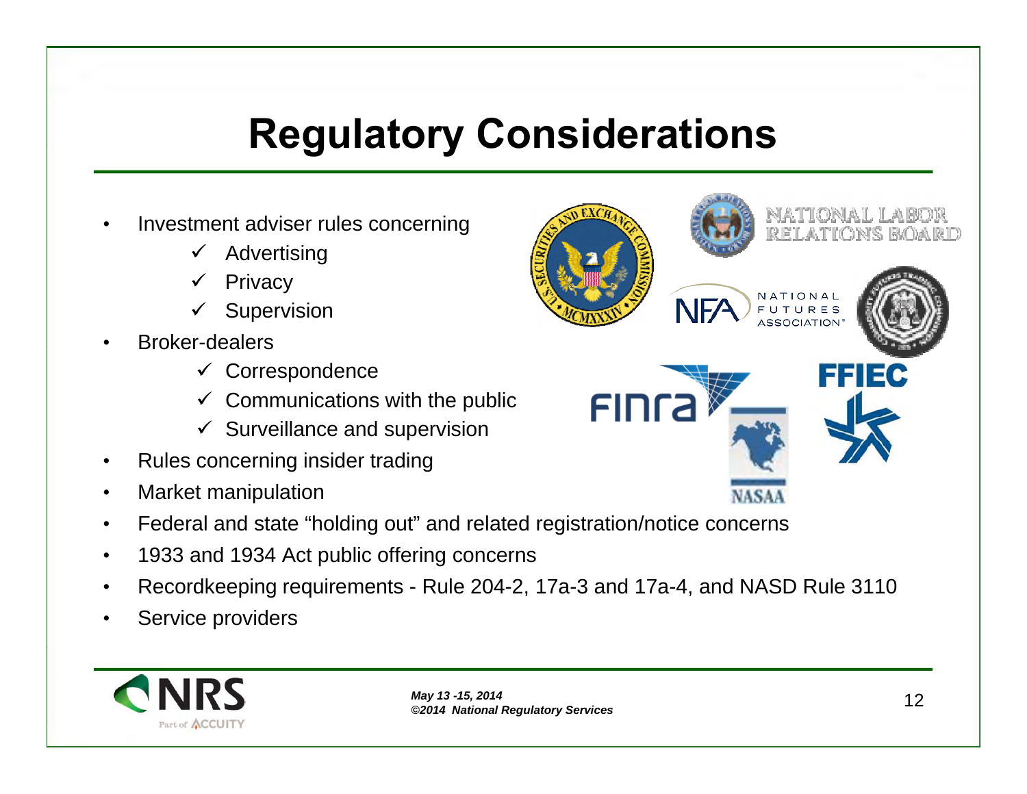# Regulatory Considerations

- Investment adviser rules concerning
  - ✓ Advertising
  - ✓ Privacy
  - ✓ Supervision
- Broker-dealers
  - ✓ Correspondence
  - ✓ Communications with the public
  - ✓ Surveillance and supervision
- Rules concerning insider trading
- Market manipulation
- Federal and state “holding out” and related registration/notice concerns
- 1933 and 1934 Act public offering concerns
- Recordkeeping requirements - Rule 204-2, 17a-3 and 17a-4, and NASD Rule 3110
- Service providers

*May 13 -15, 2014*
*©2014 National Regulatory Services*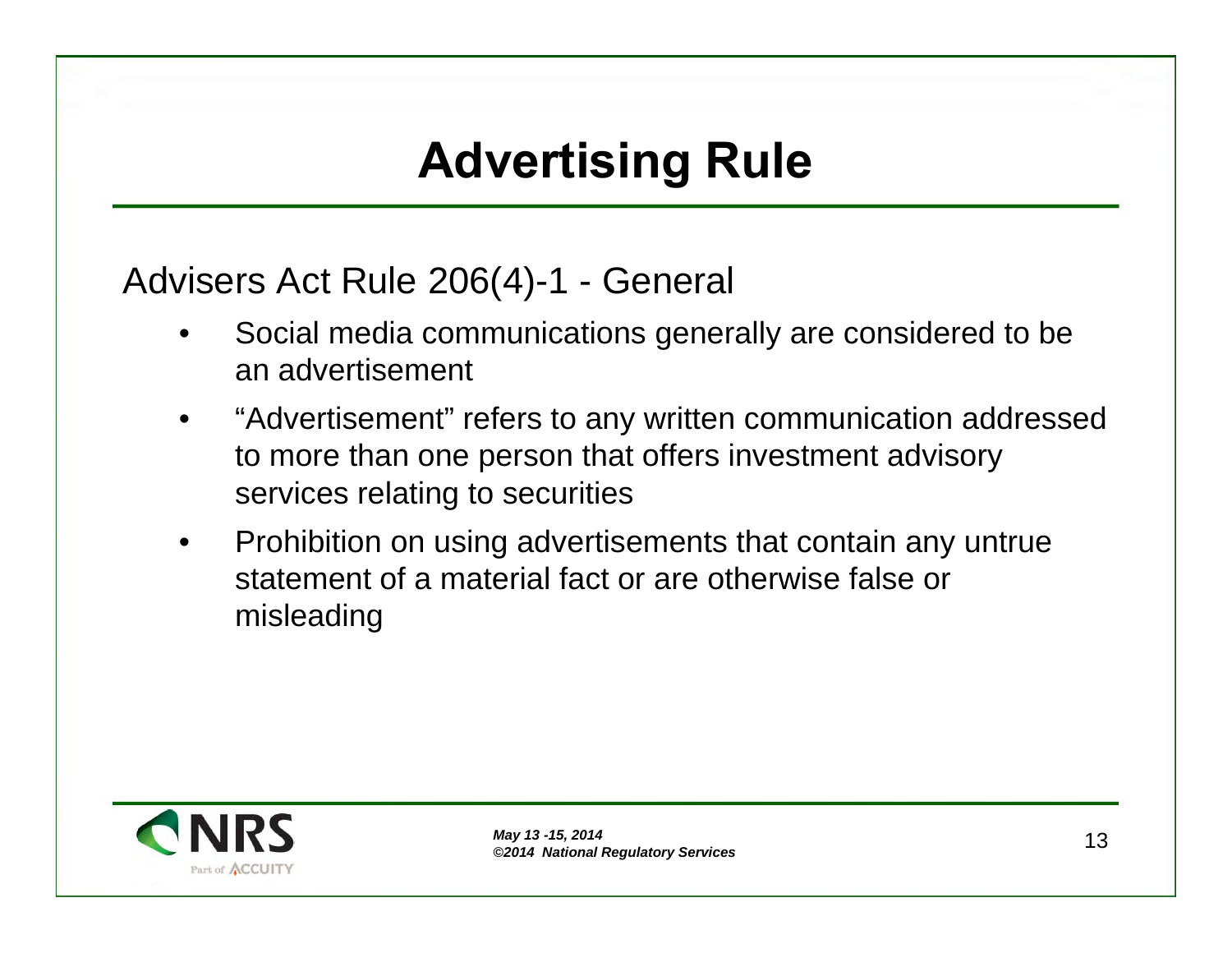# Advertising Rule

Advisers Act Rule 206(4)-1 - General

- Social media communications generally are considered to be an advertisement
- "Advertisement" refers to any written communication addressed to more than one person that offers investment advisory services relating to securities
- Prohibition on using advertisements that contain any untrue statement of a material fact or are otherwise false or misleading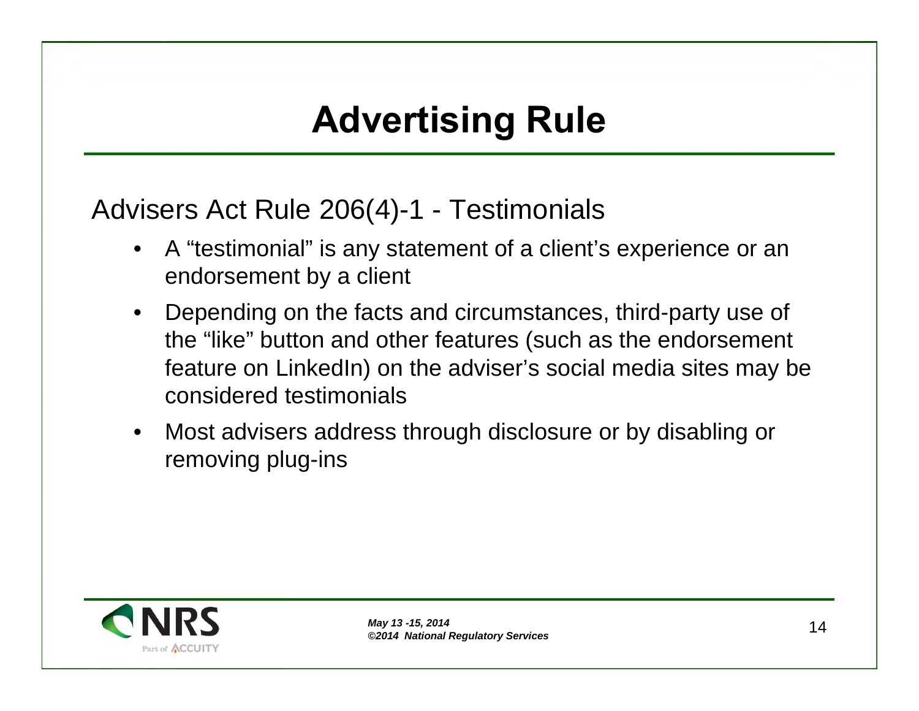# Advertising Rule

Advisers Act Rule 206(4)-1 - Testimonials

- A "testimonial" is any statement of a client's experience or an endorsement by a client
- Depending on the facts and circumstances, third-party use of the "like" button and other features (such as the endorsement feature on LinkedIn) on the adviser's social media sites may be considered testimonials
- Most advisers address through disclosure or by disabling or removing plug-ins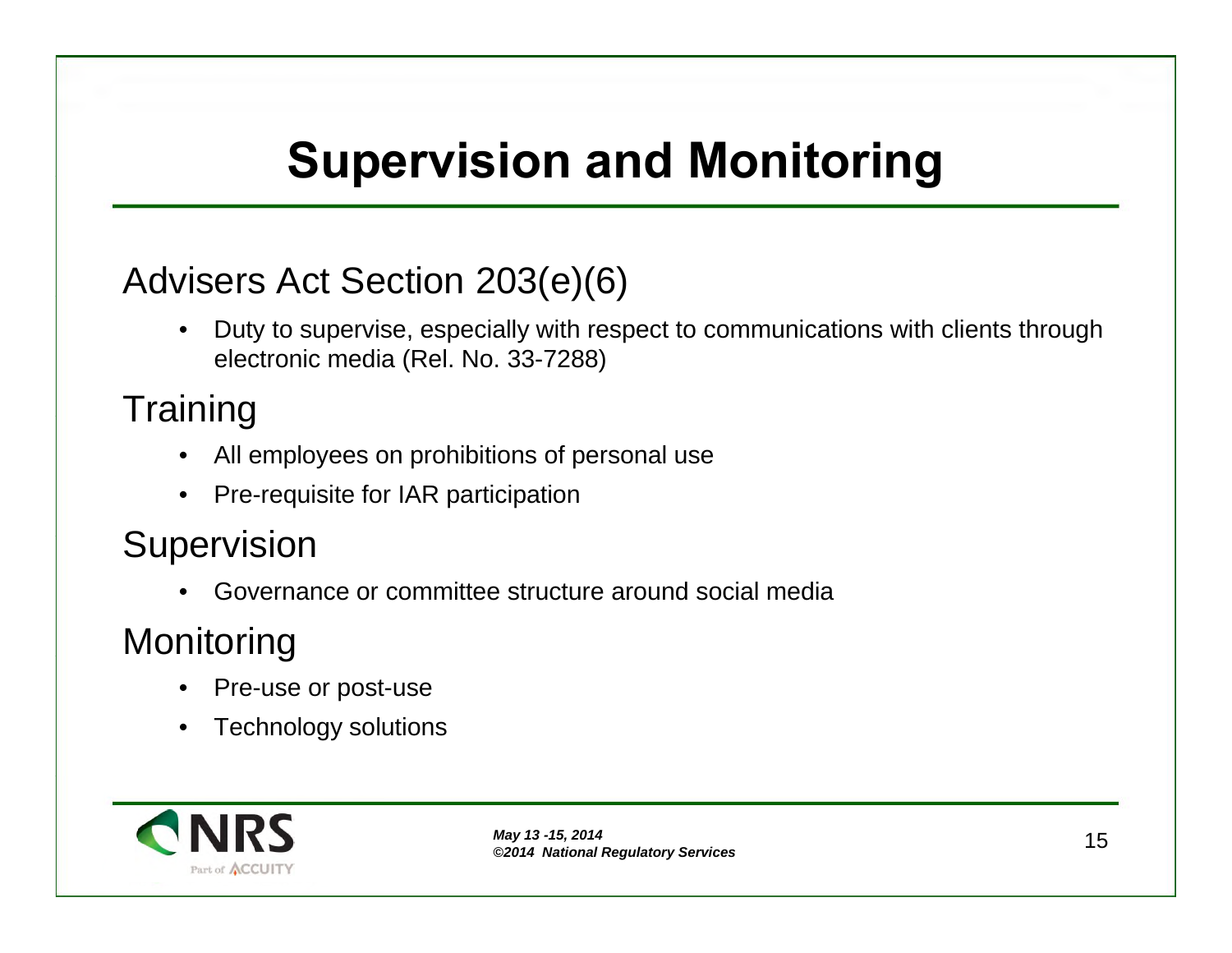# Supervision and Monitoring

## Advisers Act Section 203(e)(6)

- Duty to supervise, especially with respect to communications with clients through electronic media (Rel. No. 33-7288)

## Training

- All employees on prohibitions of personal use
- Pre-requisite for IAR participation

## Supervision

- Governance or committee structure around social media

## Monitoring

- Pre-use or post-use
- Technology solutions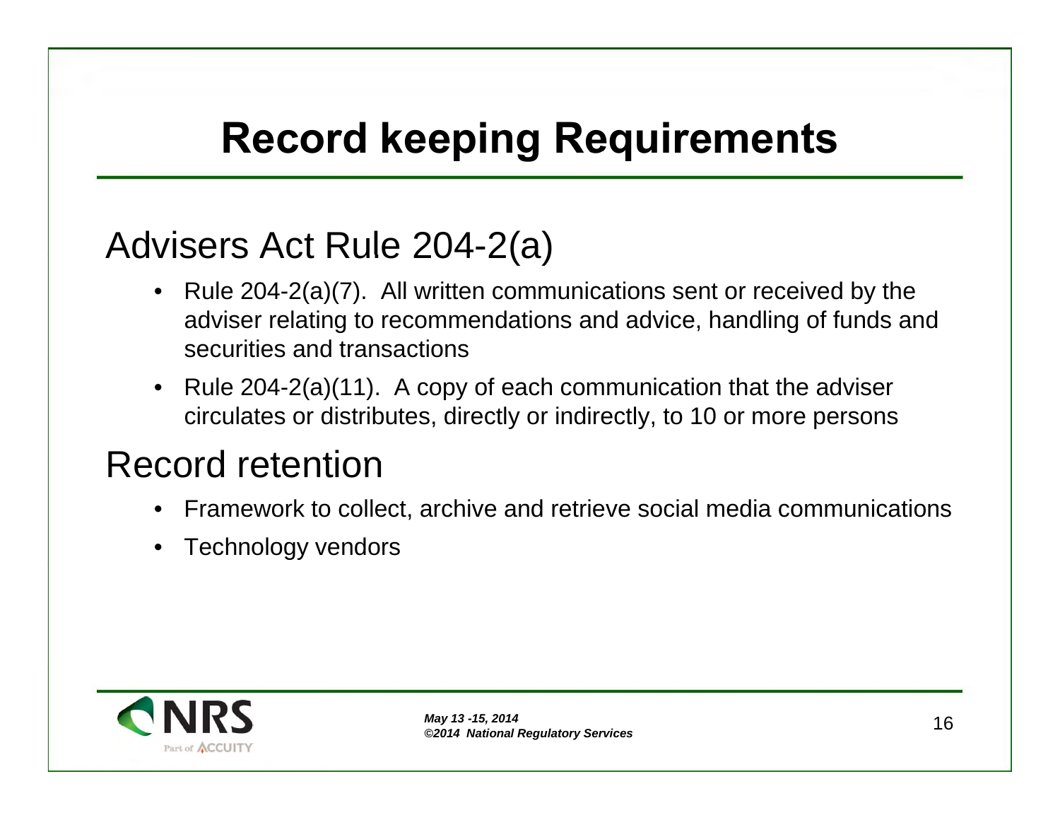# Record keeping Requirements

## Advisers Act Rule 204-2(a)

- Rule 204-2(a)(7). All written communications sent or received by the adviser relating to recommendations and advice, handling of funds and securities and transactions
- Rule 204-2(a)(11). A copy of each communication that the adviser circulates or distributes, directly or indirectly, to 10 or more persons

## Record retention

- Framework to collect, archive and retrieve social media communications
- Technology vendors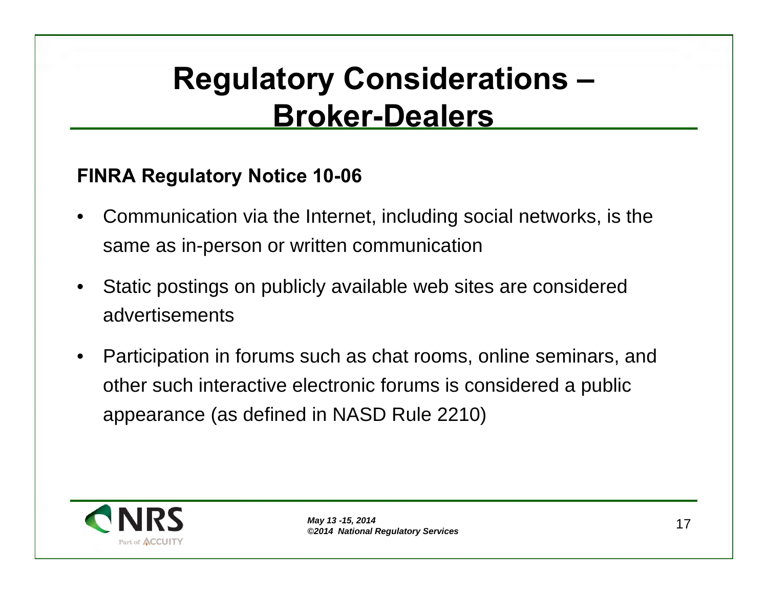# Regulatory Considerations – Broker-Dealers

**FINRA Regulatory Notice 10-06**

- Communication via the Internet, including social networks, is the same as in-person or written communication
- Static postings on publicly available web sites are considered advertisements
- Participation in forums such as chat rooms, online seminars, and other such interactive electronic forums is considered a public appearance (as defined in NASD Rule 2210)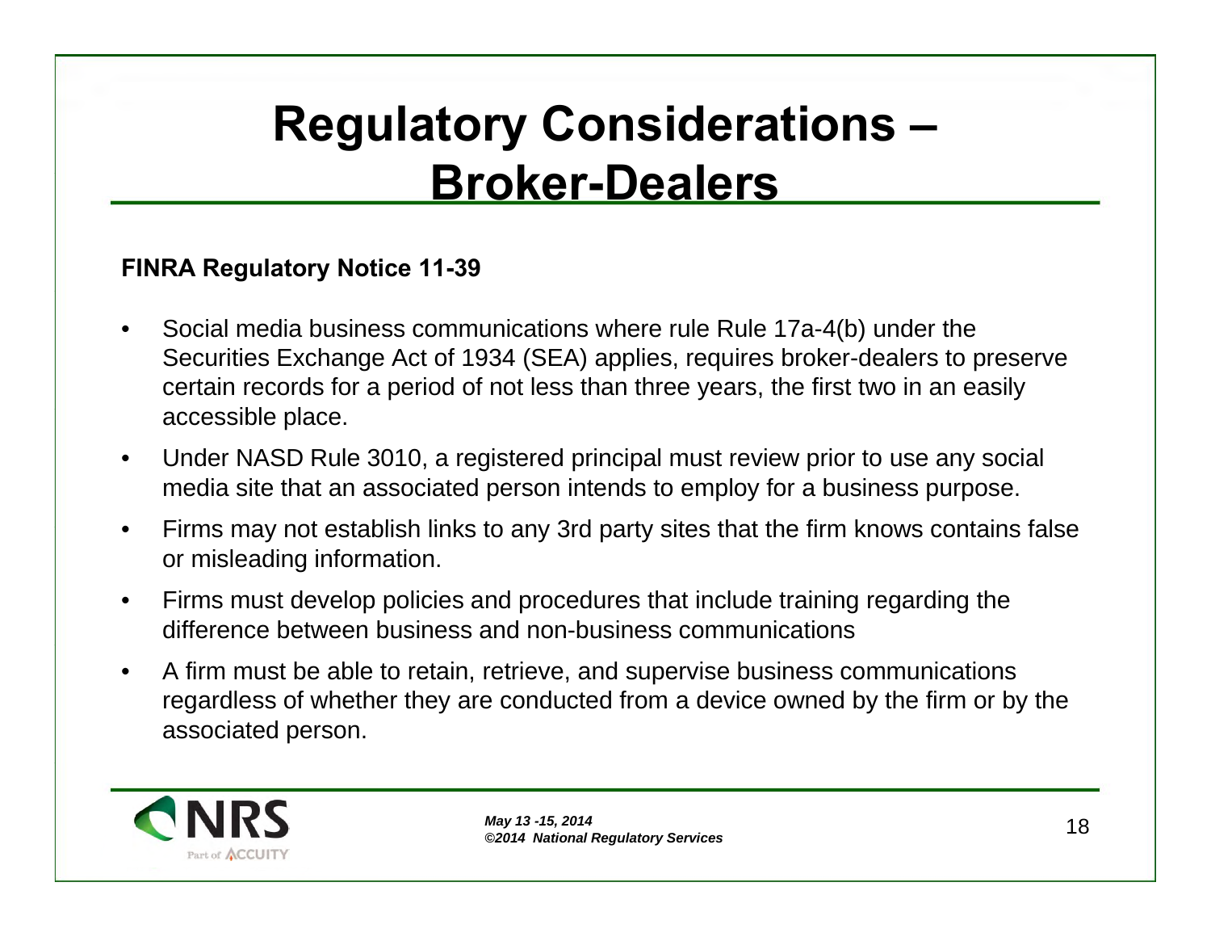# Regulatory Considerations – Broker-Dealers

**FINRA Regulatory Notice 11-39**

- Social media business communications where rule Rule 17a-4(b) under the Securities Exchange Act of 1934 (SEA) applies, requires broker-dealers to preserve certain records for a period of not less than three years, the first two in an easily accessible place.
- Under NASD Rule 3010, a registered principal must review prior to use any social media site that an associated person intends to employ for a business purpose.
- Firms may not establish links to any 3rd party sites that the firm knows contains false or misleading information.
- Firms must develop policies and procedures that include training regarding the difference between business and non-business communications
- A firm must be able to retain, retrieve, and supervise business communications regardless of whether they are conducted from a device owned by the firm or by the associated person.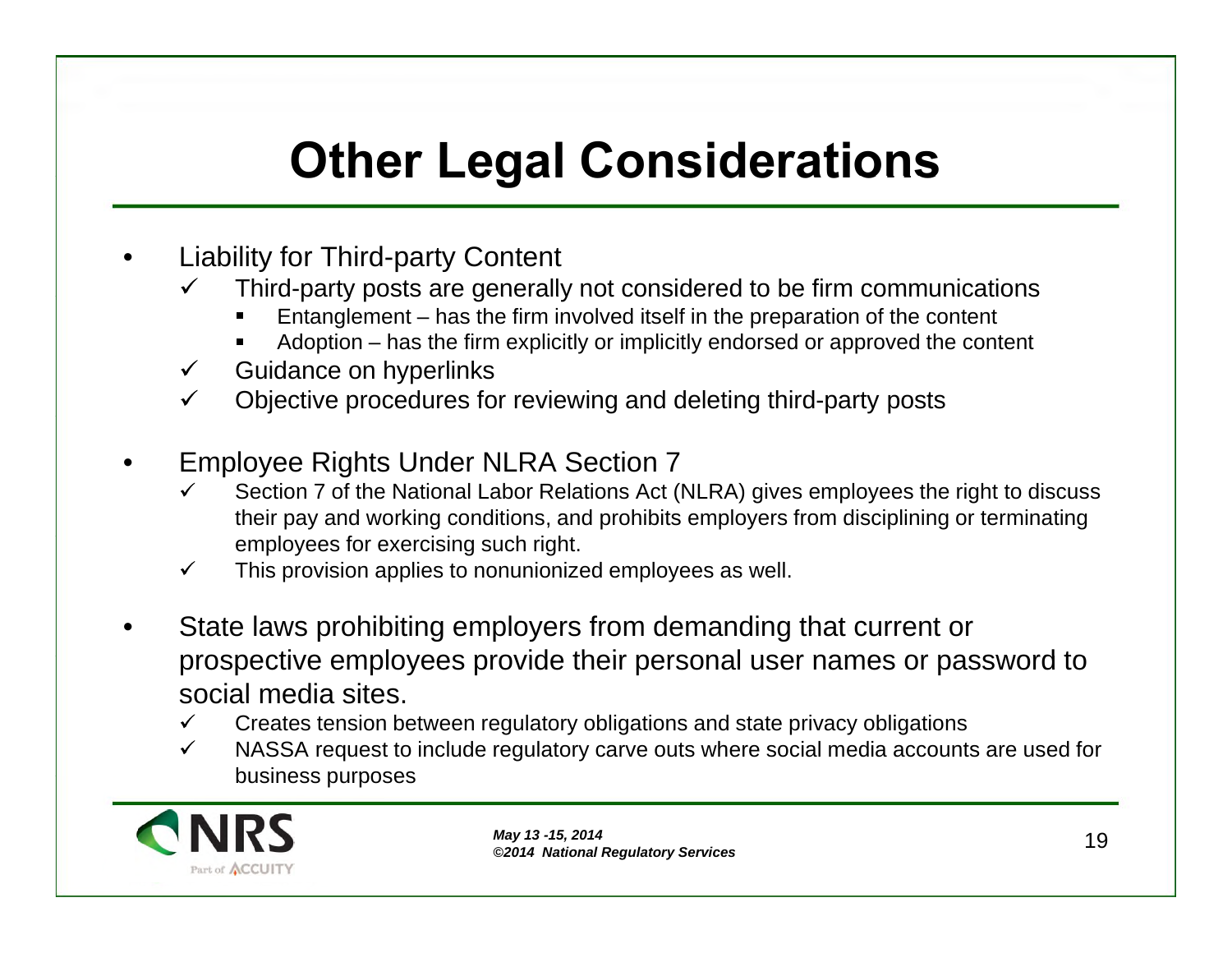# Other Legal Considerations

- Liability for Third-party Content
  - ✓ Third-party posts are generally not considered to be firm communications
    - Entanglement – has the firm involved itself in the preparation of the content
    - Adoption – has the firm explicitly or implicitly endorsed or approved the content
  - ✓ Guidance on hyperlinks
  - ✓ Objective procedures for reviewing and deleting third-party posts

- Employee Rights Under NLRA Section 7
  - ✓ Section 7 of the National Labor Relations Act (NLRA) gives employees the right to discuss their pay and working conditions, and prohibits employers from disciplining or terminating employees for exercising such right.
  - ✓ This provision applies to nonunionized employees as well.

- State laws prohibiting employers from demanding that current or prospective employees provide their personal user names or password to social media sites.
  - ✓ Creates tension between regulatory obligations and state privacy obligations
  - ✓ NASSA request to include regulatory carve outs where social media accounts are used for business purposes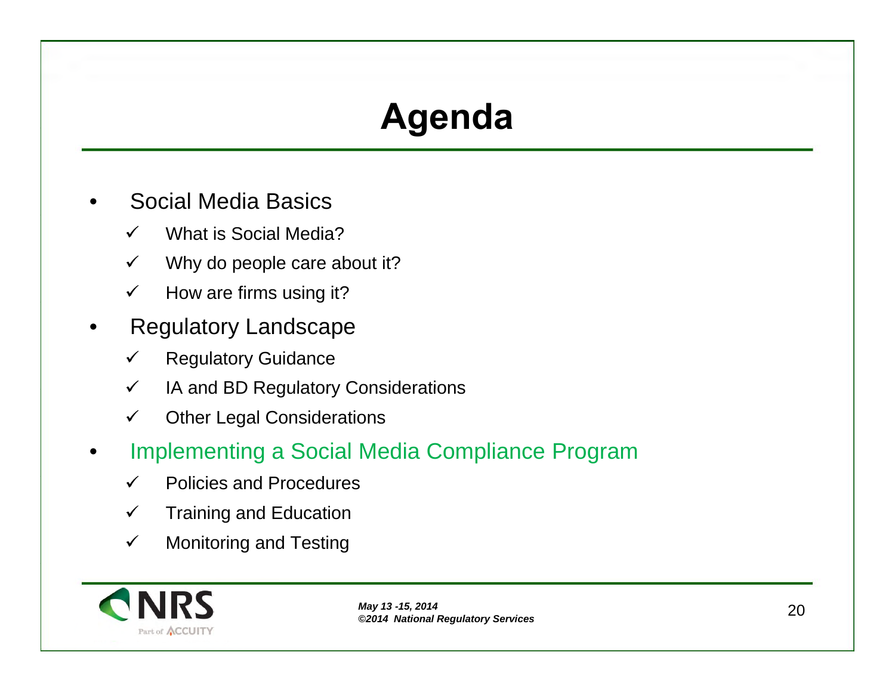# Agenda

- Social Media Basics
  - ✓ What is Social Media?
  - ✓ Why do people care about it?
  - ✓ How are firms using it?
- Regulatory Landscape
  - ✓ Regulatory Guidance
  - ✓ IA and BD Regulatory Considerations
  - ✓ Other Legal Considerations
- Implementing a Social Media Compliance Program
  - ✓ Policies and Procedures
  - ✓ Training and Education
  - ✓ Monitoring and Testing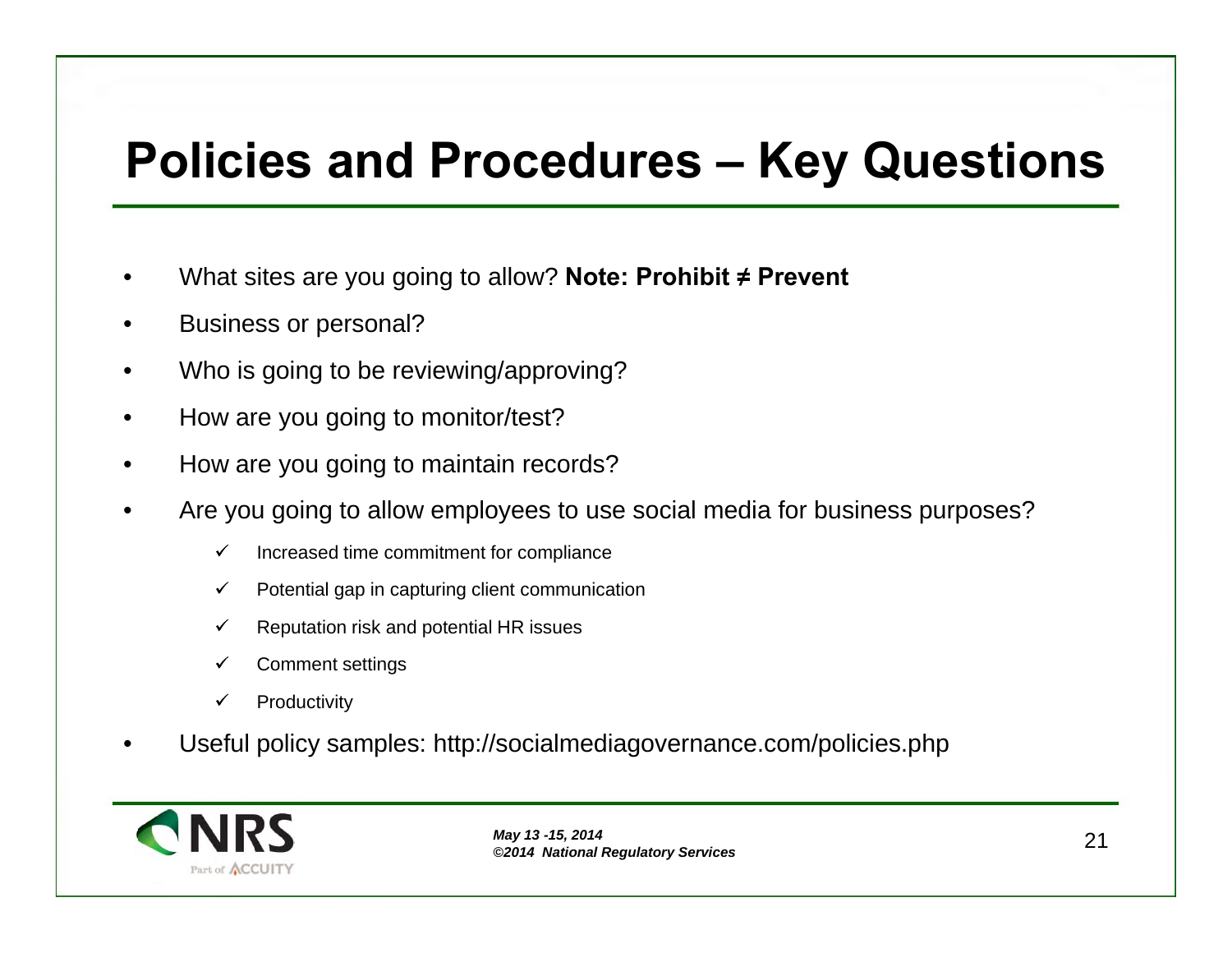# Policies and Procedures – Key Questions

- What sites are you going to allow? **Note: Prohibit ≠ Prevent**
- Business or personal?
- Who is going to be reviewing/approving?
- How are you going to monitor/test?
- How are you going to maintain records?
- Are you going to allow employees to use social media for business purposes?
  - ✓ Increased time commitment for compliance
  - ✓ Potential gap in capturing client communication
  - ✓ Reputation risk and potential HR issues
  - ✓ Comment settings
  - ✓ Productivity
- Useful policy samples: http://socialmediagovernance.com/policies.php

*May 13 -15, 2014*
*©2014 National Regulatory Services*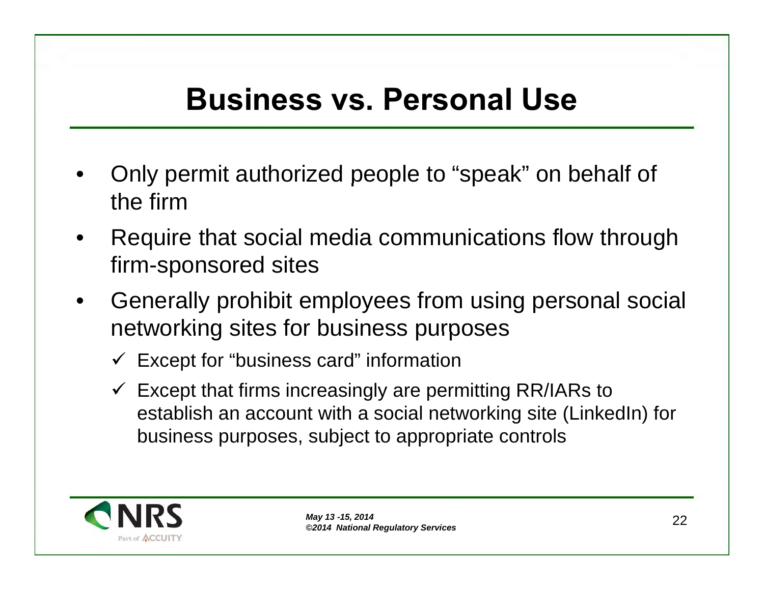# Business vs. Personal Use

- Only permit authorized people to "speak" on behalf of the firm
- Require that social media communications flow through firm-sponsored sites
- Generally prohibit employees from using personal social networking sites for business purposes
  - ✓ Except for "business card" information
  - ✓ Except that firms increasingly are permitting RR/IARs to establish an account with a social networking site (LinkedIn) for business purposes, subject to appropriate controls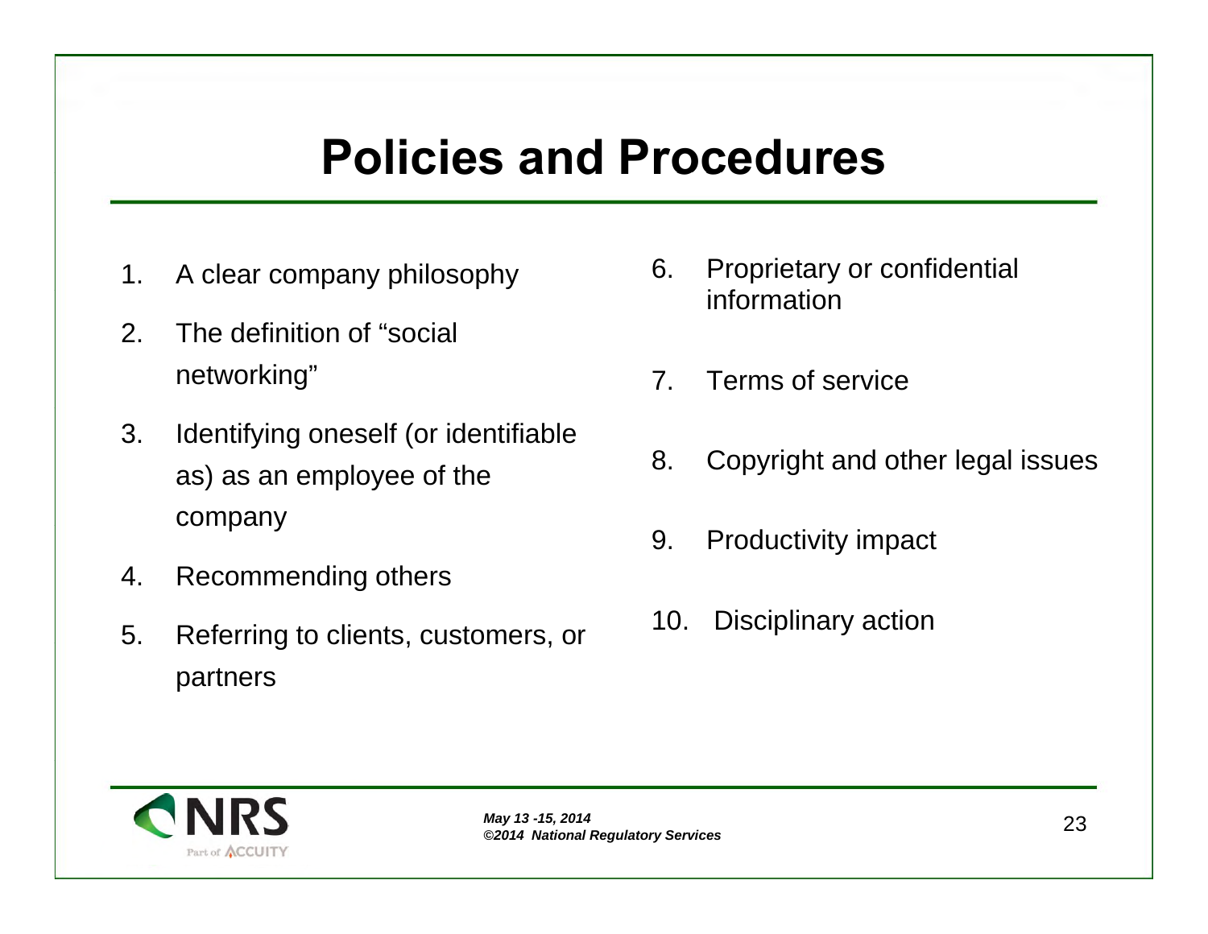# Policies and Procedures

1. A clear company philosophy
2. The definition of "social networking"
3. Identifying oneself (or identifiable as) as an employee of the company
4. Recommending others
5. Referring to clients, customers, or partners
6. Proprietary or confidential information
7. Terms of service
8. Copyright and other legal issues
9. Productivity impact
10. Disciplinary action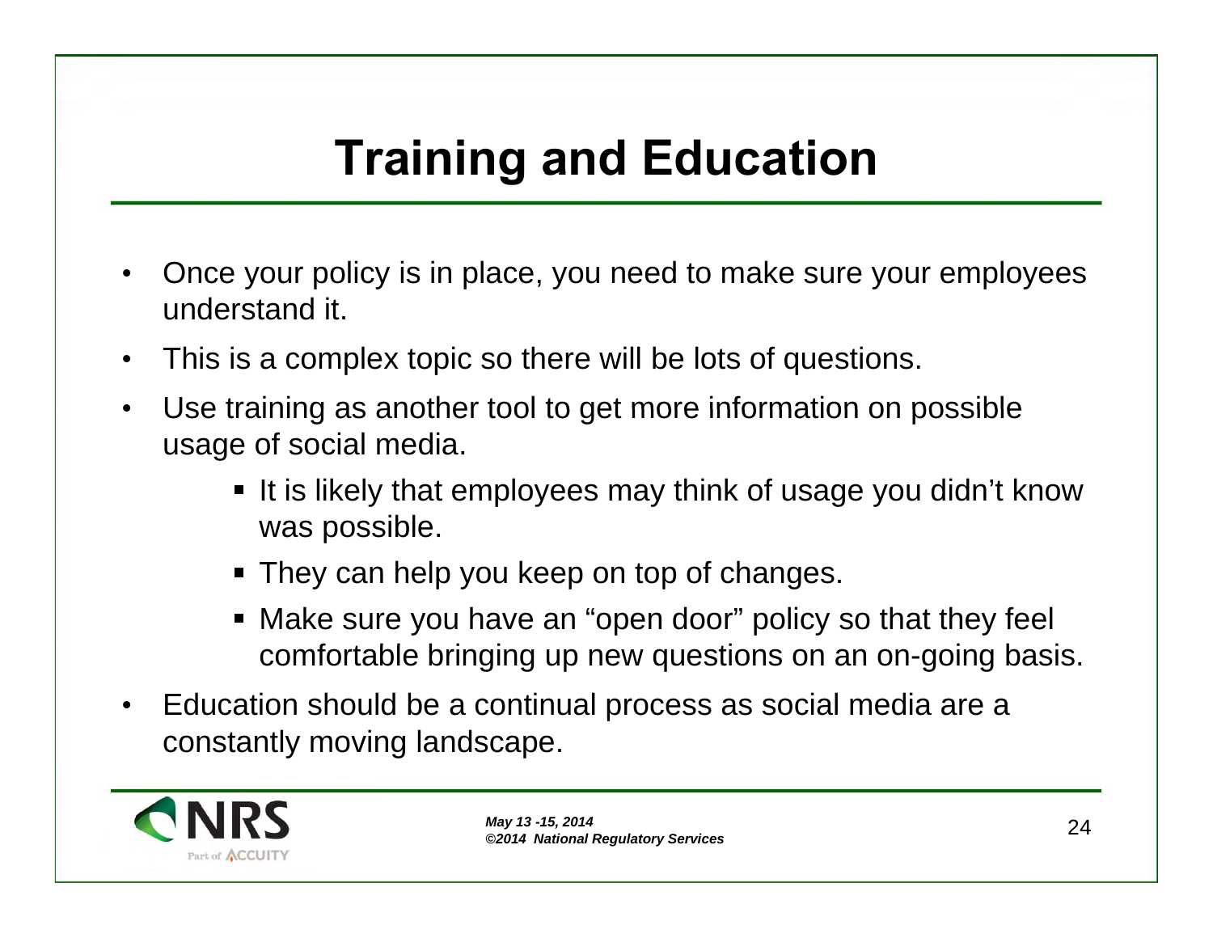# Training and Education

- Once your policy is in place, you need to make sure your employees understand it.
- This is a complex topic so there will be lots of questions.
- Use training as another tool to get more information on possible usage of social media.
  - It is likely that employees may think of usage you didn't know was possible.
  - They can help you keep on top of changes.
  - Make sure you have an "open door" policy so that they feel comfortable bringing up new questions on an on-going basis.
- Education should be a continual process as social media are a constantly moving landscape.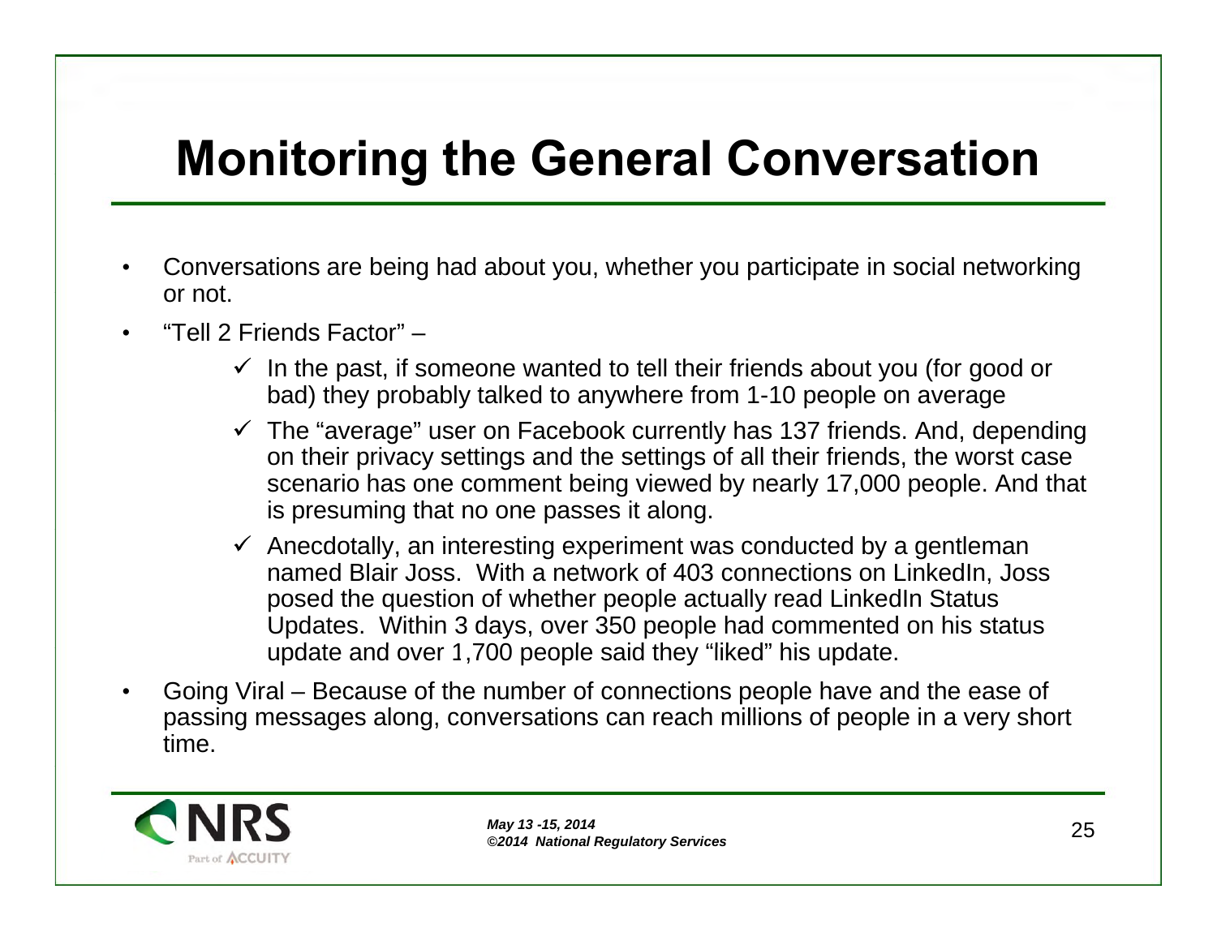# Monitoring the General Conversation

- Conversations are being had about you, whether you participate in social networking or not.
- "Tell 2 Friends Factor" –
  - ✓ In the past, if someone wanted to tell their friends about you (for good or bad) they probably talked to anywhere from 1-10 people on average
  - ✓ The "average" user on Facebook currently has 137 friends. And, depending on their privacy settings and the settings of all their friends, the worst case scenario has one comment being viewed by nearly 17,000 people. And that is presuming that no one passes it along.
  - ✓ Anecdotally, an interesting experiment was conducted by a gentleman named Blair Joss. With a network of 403 connections on LinkedIn, Joss posed the question of whether people actually read LinkedIn Status Updates. Within 3 days, over 350 people had commented on his status update and over 1,700 people said they "liked" his update.
- Going Viral – Because of the number of connections people have and the ease of passing messages along, conversations can reach millions of people in a very short time.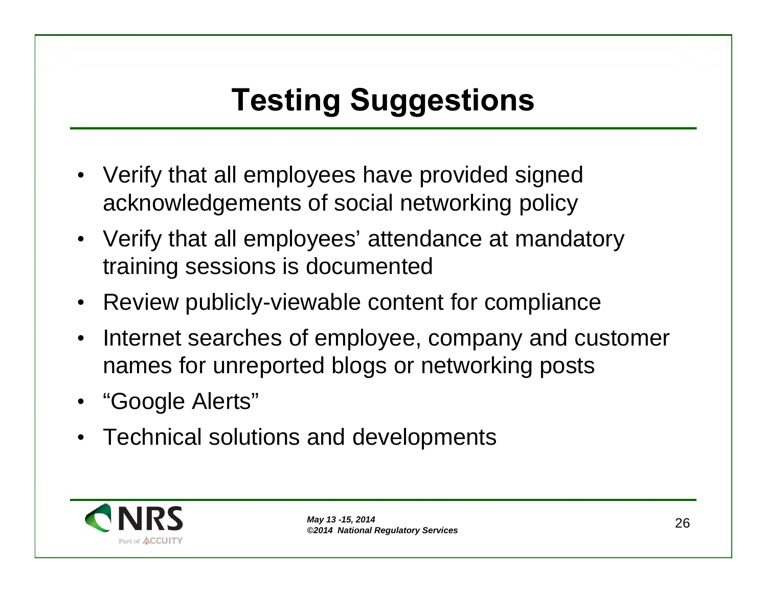# Testing Suggestions

- Verify that all employees have provided signed acknowledgements of social networking policy
- Verify that all employees' attendance at mandatory training sessions is documented
- Review publicly-viewable content for compliance
- Internet searches of employee, company and customer names for unreported blogs or networking posts
- "Google Alerts"
- Technical solutions and developments